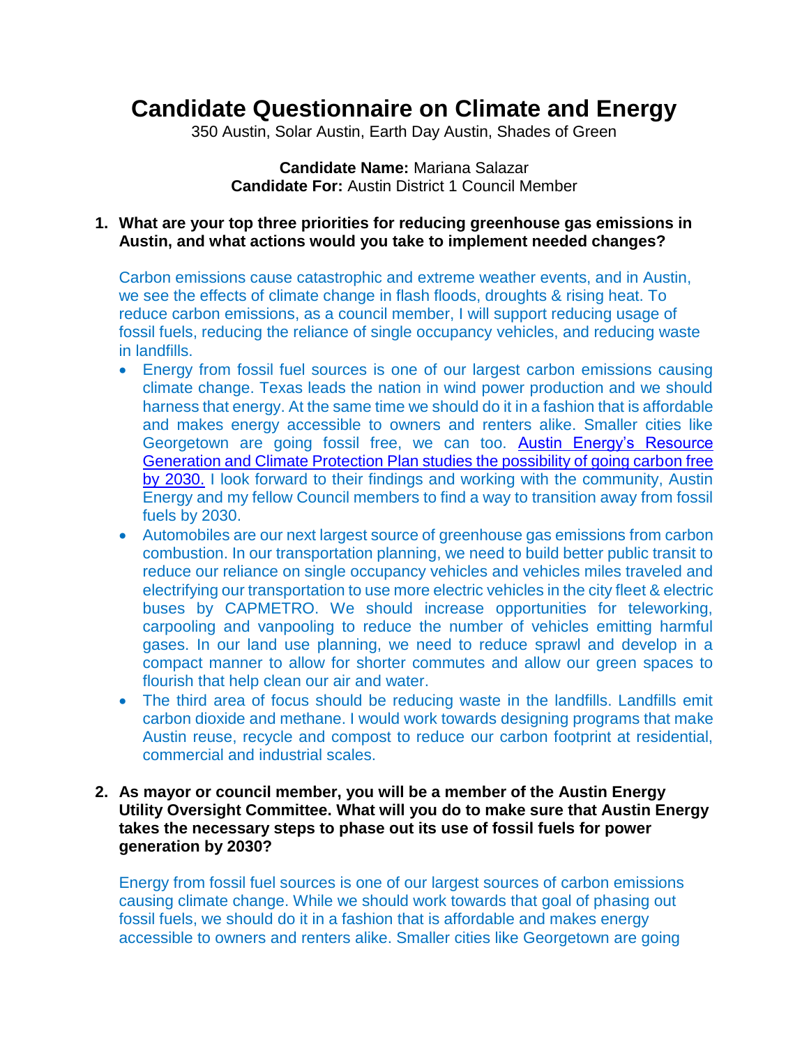# Candidate Questionnaire on Climate and Energy

350 Austin, Solar Austin, Earth Day Austin, Shades of Green

**Candidate Name:** Mariana Salazar
**Candidate For:** Austin District 1 Council Member

1. **What are your top three priorities for reducing greenhouse gas emissions in Austin, and what actions would you take to implement needed changes?**

   Carbon emissions cause catastrophic and extreme weather events, and in Austin, we see the effects of climate change in flash floods, droughts & rising heat. To reduce carbon emissions, as a council member, I will support reducing usage of fossil fuels, reducing the reliance of single occupancy vehicles, and reducing waste in landfills.

   - Energy from fossil fuel sources is one of our largest carbon emissions causing climate change. Texas leads the nation in wind power production and we should harness that energy. At the same time we should do it in a fashion that is affordable and makes energy accessible to owners and renters alike. Smaller cities like Georgetown are going fossil free, we can too. Austin Energy's Resource Generation and Climate Protection Plan studies the possibility of going carbon free by 2030. I look forward to their findings and working with the community, Austin Energy and my fellow Council members to find a way to transition away from fossil fuels by 2030.
   - Automobiles are our next largest source of greenhouse gas emissions from carbon combustion. In our transportation planning, we need to build better public transit to reduce our reliance on single occupancy vehicles and vehicles miles traveled and electrifying our transportation to use more electric vehicles in the city fleet & electric buses by CAPMETRO. We should increase opportunities for teleworking, carpooling and vanpooling to reduce the number of vehicles emitting harmful gases. In our land use planning, we need to reduce sprawl and develop in a compact manner to allow for shorter commutes and allow our green spaces to flourish that help clean our air and water.
   - The third area of focus should be reducing waste in the landfills. Landfills emit carbon dioxide and methane. I would work towards designing programs that make Austin reuse, recycle and compost to reduce our carbon footprint at residential, commercial and industrial scales.

2. **As mayor or council member, you will be a member of the Austin Energy Utility Oversight Committee. What will you do to make sure that Austin Energy takes the necessary steps to phase out its use of fossil fuels for power generation by 2030?**

   Energy from fossil fuel sources is one of our largest sources of carbon emissions causing climate change. While we should work towards that goal of phasing out fossil fuels, we should do it in a fashion that is affordable and makes energy accessible to owners and renters alike. Smaller cities like Georgetown are going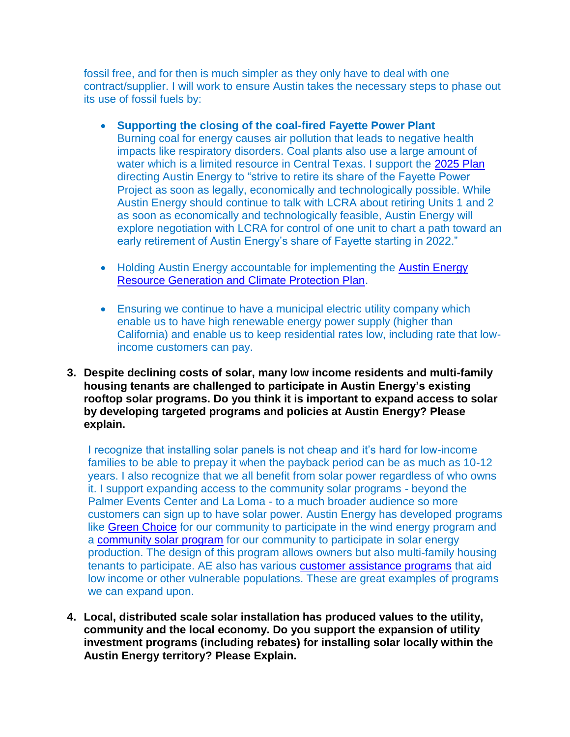fossil free, and for then is much simpler as they only have to deal with one contract/supplier. I will work to ensure Austin takes the necessary steps to phase out its use of fossil fuels by:

- **Supporting the closing of the coal-fired Fayette Power Plant**
  Burning coal for energy causes air pollution that leads to negative health impacts like respiratory disorders. Coal plants also use a large amount of water which is a limited resource in Central Texas. I support the [2025 Plan] directing Austin Energy to "strive to retire its share of the Fayette Power Project as soon as legally, economically and technologically possible. While Austin Energy should continue to talk with LCRA about retiring Units 1 and 2 as soon as economically and technologically feasible, Austin Energy will explore negotiation with LCRA for control of one unit to chart a path toward an early retirement of Austin Energy's share of Fayette starting in 2022."

- Holding Austin Energy accountable for implementing the [Austin Energy Resource Generation and Climate Protection Plan].

- Ensuring we continue to have a municipal electric utility company which enable us to have high renewable energy power supply (higher than California) and enable us to keep residential rates low, including rate that low-income customers can pay.

3. **Despite declining costs of solar, many low income residents and multi-family housing tenants are challenged to participate in Austin Energy's existing rooftop solar programs. Do you think it is important to expand access to solar by developing targeted programs and policies at Austin Energy? Please explain.**

   I recognize that installing solar panels is not cheap and it's hard for low-income families to be able to prepay it when the payback period can be as much as 10-12 years. I also recognize that we all benefit from solar power regardless of who owns it. I support expanding access to the community solar programs - beyond the Palmer Events Center and La Loma - to a much broader audience so more customers can sign up to have solar power. Austin Energy has developed programs like [Green Choice] for our community to participate in the wind energy program and a [community solar program] for our community to participate in solar energy production. The design of this program allows owners but also multi-family housing tenants to participate. AE also has various [customer assistance programs] that aid low income or other vulnerable populations. These are great examples of programs we can expand upon.

4. **Local, distributed scale solar installation has produced values to the utility, community and the local economy. Do you support the expansion of utility investment programs (including rebates) for installing solar locally within the Austin Energy territory? Please Explain.**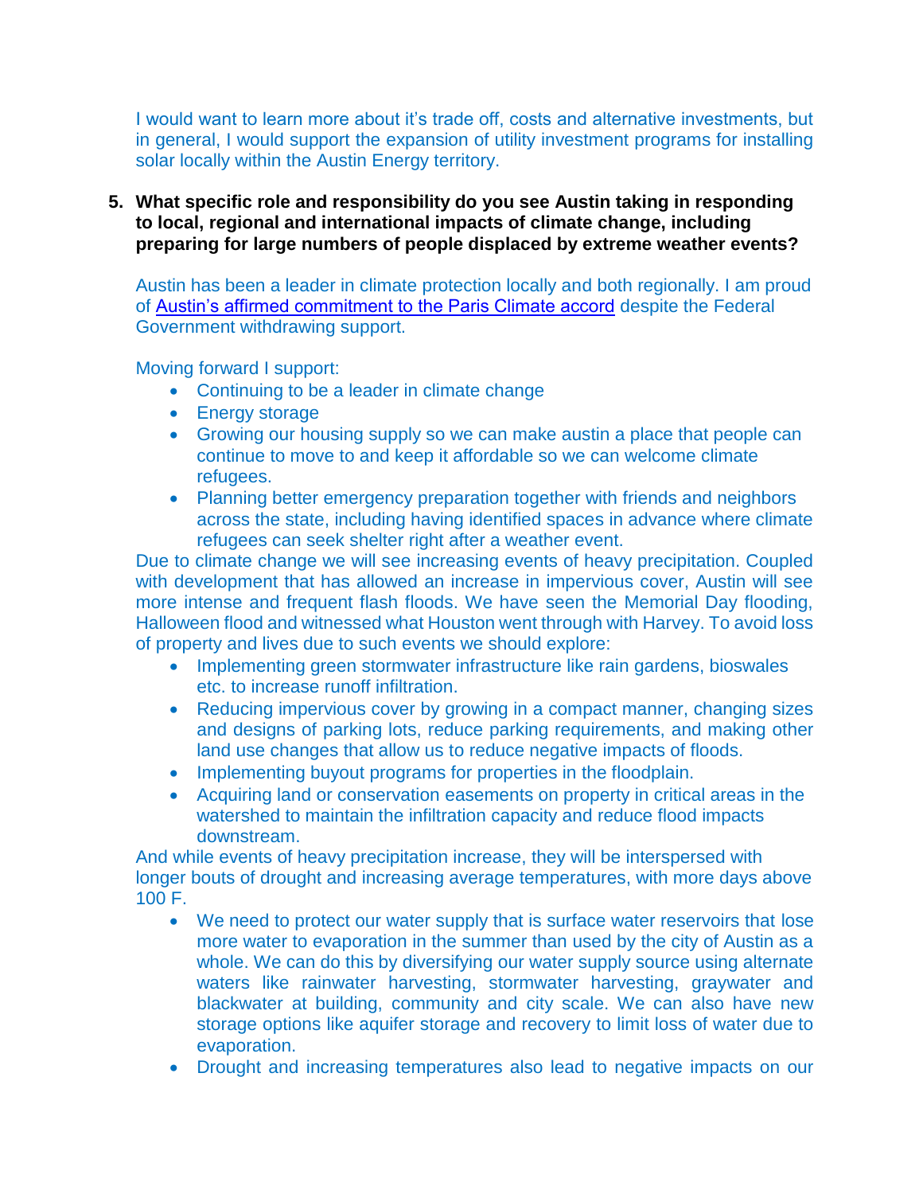I would want to learn more about it's trade off, costs and alternative investments, but in general, I would support the expansion of utility investment programs for installing solar locally within the Austin Energy territory.

5. **What specific role and responsibility do you see Austin taking in responding to local, regional and international impacts of climate change, including preparing for large numbers of people displaced by extreme weather events?**

   Austin has been a leader in climate protection locally and both regionally. I am proud of [Austin's affirmed commitment to the Paris Climate accord]() despite the Federal Government withdrawing support.

   Moving forward I support:

   - Continuing to be a leader in climate change
   - Energy storage
   - Growing our housing supply so we can make austin a place that people can continue to move to and keep it affordable so we can welcome climate refugees.
   - Planning better emergency preparation together with friends and neighbors across the state, including having identified spaces in advance where climate refugees can seek shelter right after a weather event.

   Due to climate change we will see increasing events of heavy precipitation. Coupled with development that has allowed an increase in impervious cover, Austin will see more intense and frequent flash floods. We have seen the Memorial Day flooding, Halloween flood and witnessed what Houston went through with Harvey. To avoid loss of property and lives due to such events we should explore:

   - Implementing green stormwater infrastructure like rain gardens, bioswales etc. to increase runoff infiltration.
   - Reducing impervious cover by growing in a compact manner, changing sizes and designs of parking lots, reduce parking requirements, and making other land use changes that allow us to reduce negative impacts of floods.
   - Implementing buyout programs for properties in the floodplain.
   - Acquiring land or conservation easements on property in critical areas in the watershed to maintain the infiltration capacity and reduce flood impacts downstream.

   And while events of heavy precipitation increase, they will be interspersed with longer bouts of drought and increasing average temperatures, with more days above 100 F.

   - We need to protect our water supply that is surface water reservoirs that lose more water to evaporation in the summer than used by the city of Austin as a whole. We can do this by diversifying our water supply source using alternate waters like rainwater harvesting, stormwater harvesting, graywater and blackwater at building, community and city scale. We can also have new storage options like aquifer storage and recovery to limit loss of water due to evaporation.
   - Drought and increasing temperatures also lead to negative impacts on our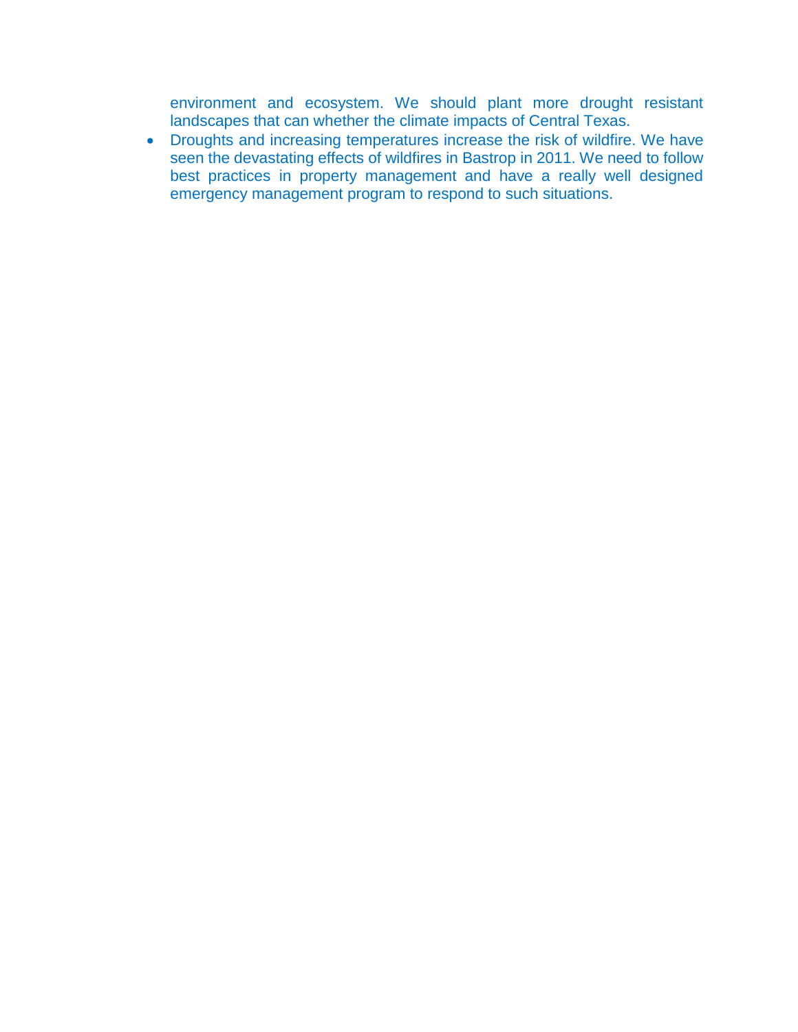environment and ecosystem. We should plant more drought resistant landscapes that can whether the climate impacts of Central Texas.

- Droughts and increasing temperatures increase the risk of wildfire. We have seen the devastating effects of wildfires in Bastrop in 2011. We need to follow best practices in property management and have a really well designed emergency management program to respond to such situations.